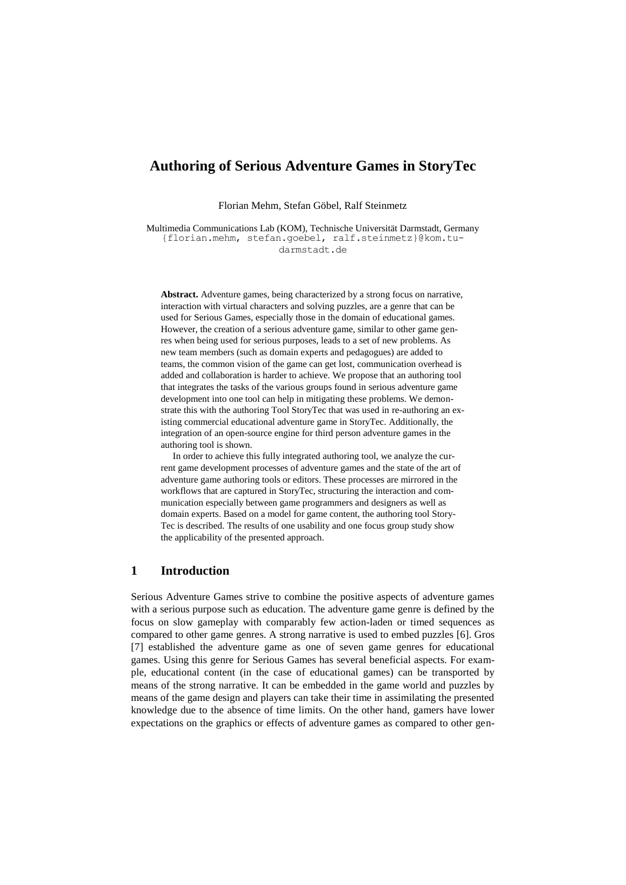# Authoring of Serious Adventure Games in StoryTec

Florian Mehm, Stefan Göbel, Ralf Steinmetz

Multimedia Communications Lab (KOM), Technische Universität Darmstadt, Germany
{florian.mehm, stefan.goebel, ralf.steinmetz}@kom.tu-darmstadt.de

**Abstract.** Adventure games, being characterized by a strong focus on narrative, interaction with virtual characters and solving puzzles, are a genre that can be used for Serious Games, especially those in the domain of educational games. However, the creation of a serious adventure game, similar to other game genres when being used for serious purposes, leads to a set of new problems. As new team members (such as domain experts and pedagogues) are added to teams, the common vision of the game can get lost, communication overhead is added and collaboration is harder to achieve. We propose that an authoring tool that integrates the tasks of the various groups found in serious adventure game development into one tool can help in mitigating these problems. We demonstrate this with the authoring Tool StoryTec that was used in re-authoring an existing commercial educational adventure game in StoryTec. Additionally, the integration of an open-source engine for third person adventure games in the authoring tool is shown.

In order to achieve this fully integrated authoring tool, we analyze the current game development processes of adventure games and the state of the art of adventure game authoring tools or editors. These processes are mirrored in the workflows that are captured in StoryTec, structuring the interaction and communication especially between game programmers and designers as well as domain experts. Based on a model for game content, the authoring tool StoryTec is described. The results of one usability and one focus group study show the applicability of the presented approach.

## 1 Introduction

Serious Adventure Games strive to combine the positive aspects of adventure games with a serious purpose such as education. The adventure game genre is defined by the focus on slow gameplay with comparably few action-laden or timed sequences as compared to other game genres. A strong narrative is used to embed puzzles [6]. Gros [7] established the adventure game as one of seven game genres for educational games. Using this genre for Serious Games has several beneficial aspects. For example, educational content (in the case of educational games) can be transported by means of the strong narrative. It can be embedded in the game world and puzzles by means of the game design and players can take their time in assimilating the presented knowledge due to the absence of time limits. On the other hand, gamers have lower expectations on the graphics or effects of adventure games as compared to other gen-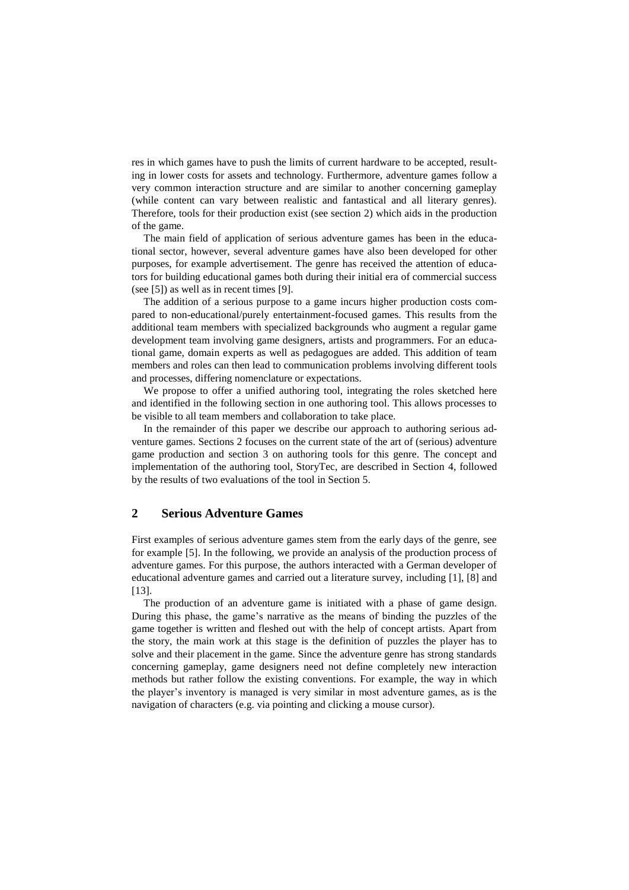res in which games have to push the limits of current hardware to be accepted, resulting in lower costs for assets and technology. Furthermore, adventure games follow a very common interaction structure and are similar to another concerning gameplay (while content can vary between realistic and fantastical and all literary genres). Therefore, tools for their production exist (see section 2) which aids in the production of the game.

The main field of application of serious adventure games has been in the educational sector, however, several adventure games have also been developed for other purposes, for example advertisement. The genre has received the attention of educators for building educational games both during their initial era of commercial success (see [5]) as well as in recent times [9].

The addition of a serious purpose to a game incurs higher production costs compared to non-educational/purely entertainment-focused games. This results from the additional team members with specialized backgrounds who augment a regular game development team involving game designers, artists and programmers. For an educational game, domain experts as well as pedagogues are added. This addition of team members and roles can then lead to communication problems involving different tools and processes, differing nomenclature or expectations.

We propose to offer a unified authoring tool, integrating the roles sketched here and identified in the following section in one authoring tool. This allows processes to be visible to all team members and collaboration to take place.

In the remainder of this paper we describe our approach to authoring serious adventure games. Sections 2 focuses on the current state of the art of (serious) adventure game production and section 3 on authoring tools for this genre. The concept and implementation of the authoring tool, StoryTec, are described in Section 4, followed by the results of two evaluations of the tool in Section 5.

## 2 Serious Adventure Games

First examples of serious adventure games stem from the early days of the genre, see for example [5]. In the following, we provide an analysis of the production process of adventure games. For this purpose, the authors interacted with a German developer of educational adventure games and carried out a literature survey, including [1], [8] and [13].

The production of an adventure game is initiated with a phase of game design. During this phase, the game's narrative as the means of binding the puzzles of the game together is written and fleshed out with the help of concept artists. Apart from the story, the main work at this stage is the definition of puzzles the player has to solve and their placement in the game. Since the adventure genre has strong standards concerning gameplay, game designers need not define completely new interaction methods but rather follow the existing conventions. For example, the way in which the player's inventory is managed is very similar in most adventure games, as is the navigation of characters (e.g. via pointing and clicking a mouse cursor).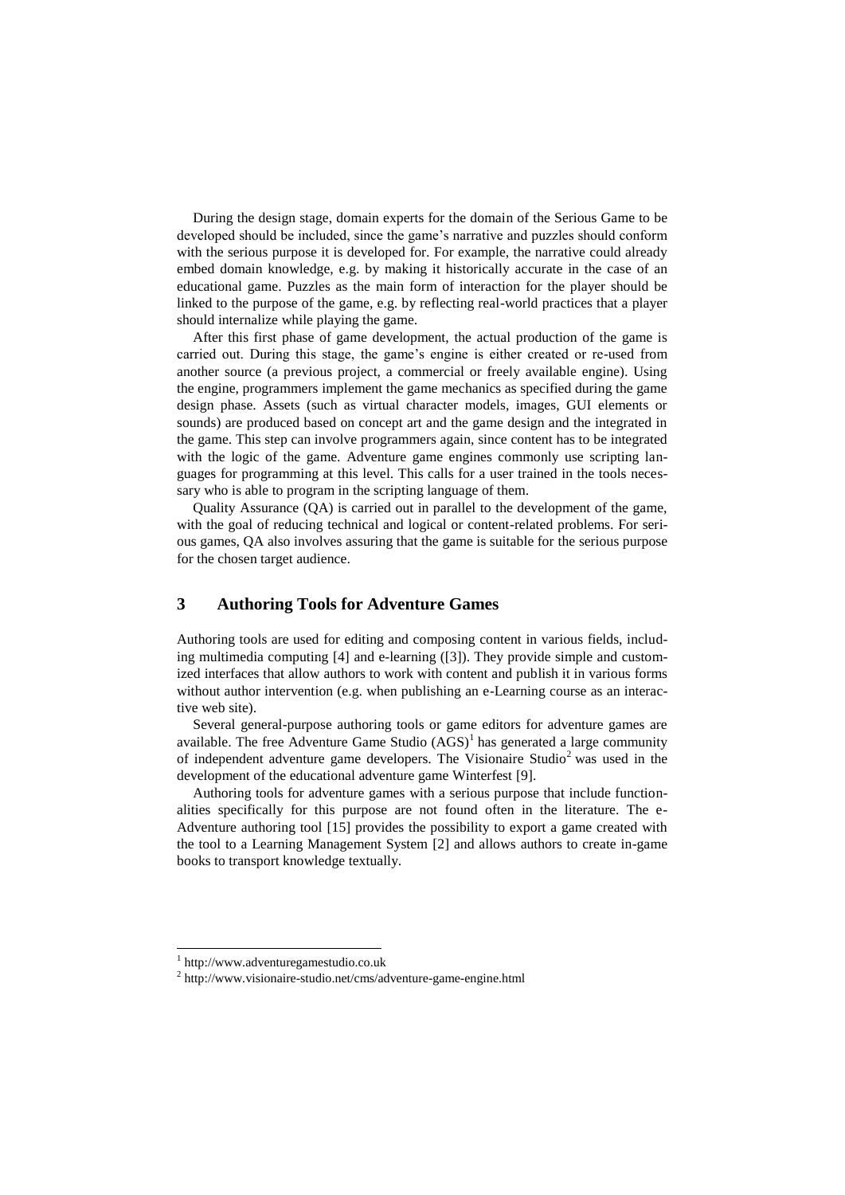During the design stage, domain experts for the domain of the Serious Game to be developed should be included, since the game's narrative and puzzles should conform with the serious purpose it is developed for. For example, the narrative could already embed domain knowledge, e.g. by making it historically accurate in the case of an educational game. Puzzles as the main form of interaction for the player should be linked to the purpose of the game, e.g. by reflecting real-world practices that a player should internalize while playing the game.

After this first phase of game development, the actual production of the game is carried out. During this stage, the game's engine is either created or re-used from another source (a previous project, a commercial or freely available engine). Using the engine, programmers implement the game mechanics as specified during the game design phase. Assets (such as virtual character models, images, GUI elements or sounds) are produced based on concept art and the game design and the integrated in the game. This step can involve programmers again, since content has to be integrated with the logic of the game. Adventure game engines commonly use scripting languages for programming at this level. This calls for a user trained in the tools necessary who is able to program in the scripting language of them.

Quality Assurance (QA) is carried out in parallel to the development of the game, with the goal of reducing technical and logical or content-related problems. For serious games, QA also involves assuring that the game is suitable for the serious purpose for the chosen target audience.

## 3 Authoring Tools for Adventure Games

Authoring tools are used for editing and composing content in various fields, including multimedia computing [4] and e-learning ([3]). They provide simple and customized interfaces that allow authors to work with content and publish it in various forms without author intervention (e.g. when publishing an e-Learning course as an interactive web site).

Several general-purpose authoring tools or game editors for adventure games are available. The free Adventure Game Studio (AGS)[1] has generated a large community of independent adventure game developers. The Visionaire Studio[2] was used in the development of the educational adventure game Winterfest [9].

Authoring tools for adventure games with a serious purpose that include functionalities specifically for this purpose are not found often in the literature. The e-Adventure authoring tool [15] provides the possibility to export a game created with the tool to a Learning Management System [2] and allows authors to create in-game books to transport knowledge textually.

[1] http://www.adventuregamestudio.co.uk

[2] http://www.visionaire-studio.net/cms/adventure-game-engine.html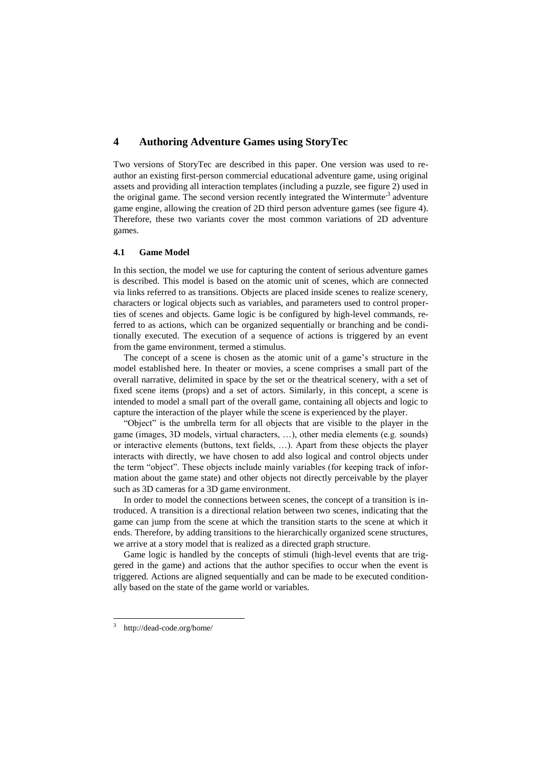# 4 Authoring Adventure Games using StoryTec

Two versions of StoryTec are described in this paper. One version was used to re-author an existing first-person commercial educational adventure game, using original assets and providing all interaction templates (including a puzzle, see figure 2) used in the original game. The second version recently integrated the Wintermute[3] adventure game engine, allowing the creation of 2D third person adventure games (see figure 4). Therefore, these two variants cover the most common variations of 2D adventure games.

## 4.1 Game Model

In this section, the model we use for capturing the content of serious adventure games is described. This model is based on the atomic unit of scenes, which are connected via links referred to as transitions. Objects are placed inside scenes to realize scenery, characters or logical objects such as variables, and parameters used to control properties of scenes and objects. Game logic is be configured by high-level commands, referred to as actions, which can be organized sequentially or branching and be conditionally executed. The execution of a sequence of actions is triggered by an event from the game environment, termed a stimulus.

The concept of a scene is chosen as the atomic unit of a game's structure in the model established here. In theater or movies, a scene comprises a small part of the overall narrative, delimited in space by the set or the theatrical scenery, with a set of fixed scene items (props) and a set of actors. Similarly, in this concept, a scene is intended to model a small part of the overall game, containing all objects and logic to capture the interaction of the player while the scene is experienced by the player.

"Object" is the umbrella term for all objects that are visible to the player in the game (images, 3D models, virtual characters, …), other media elements (e.g. sounds) or interactive elements (buttons, text fields, …). Apart from these objects the player interacts with directly, we have chosen to add also logical and control objects under the term "object". These objects include mainly variables (for keeping track of information about the game state) and other objects not directly perceivable by the player such as 3D cameras for a 3D game environment.

In order to model the connections between scenes, the concept of a transition is introduced. A transition is a directional relation between two scenes, indicating that the game can jump from the scene at which the transition starts to the scene at which it ends. Therefore, by adding transitions to the hierarchically organized scene structures, we arrive at a story model that is realized as a directed graph structure.

Game logic is handled by the concepts of stimuli (high-level events that are triggered in the game) and actions that the author specifies to occur when the event is triggered. Actions are aligned sequentially and can be made to be executed conditionally based on the state of the game world or variables.

---

[3] http://dead-code.org/home/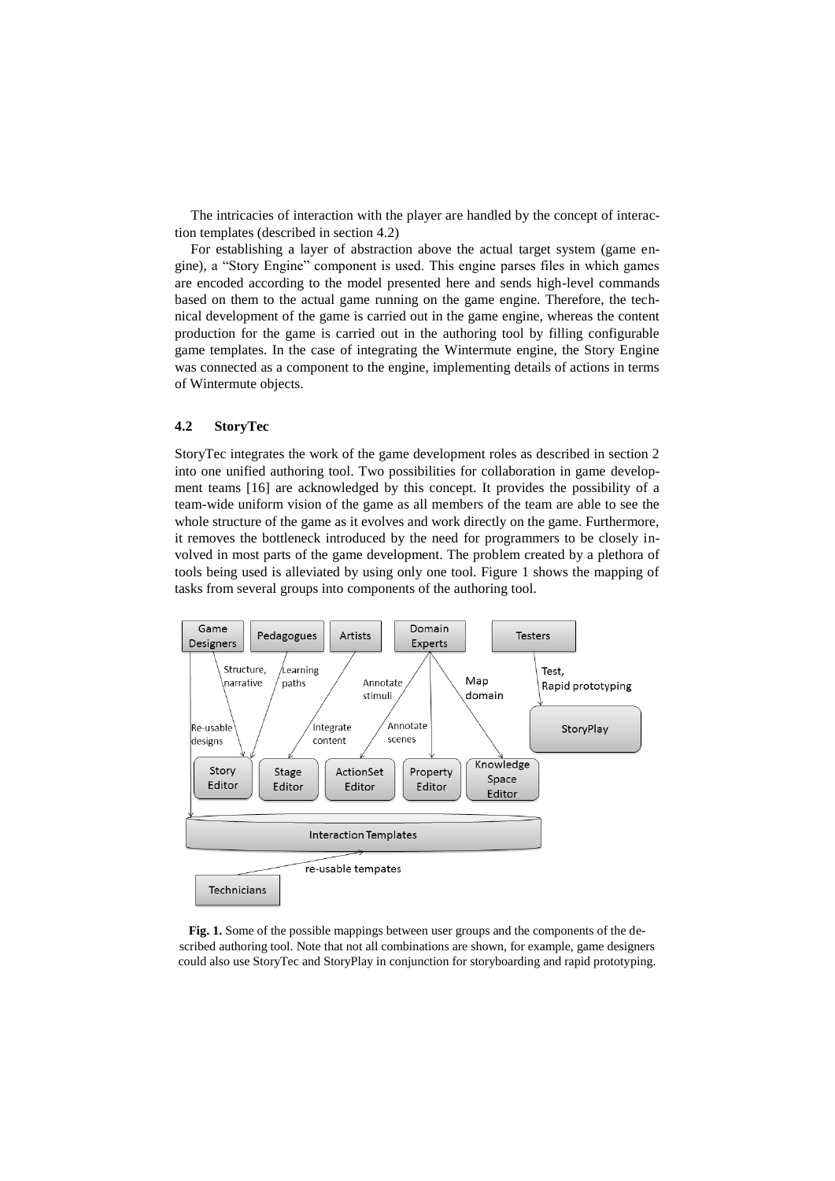The intricacies of interaction with the player are handled by the concept of interaction templates (described in section 4.2)

For establishing a layer of abstraction above the actual target system (game engine), a "Story Engine" component is used. This engine parses files in which games are encoded according to the model presented here and sends high-level commands based on them to the actual game running on the game engine. Therefore, the technical development of the game is carried out in the game engine, whereas the content production for the game is carried out in the authoring tool by filling configurable game templates. In the case of integrating the Wintermute engine, the Story Engine was connected as a component to the engine, implementing details of actions in terms of Wintermute objects.

### 4.2 StoryTec

StoryTec integrates the work of the game development roles as described in section 2 into one unified authoring tool. Two possibilities for collaboration in game development teams [16] are acknowledged by this concept. It provides the possibility of a team-wide uniform vision of the game as all members of the team are able to see the whole structure of the game as it evolves and work directly on the game. Furthermore, it removes the bottleneck introduced by the need for programmers to be closely involved in most parts of the game development. The problem created by a plethora of tools being used is alleviated by using only one tool. Figure 1 shows the mapping of tasks from several groups into components of the authoring tool.

**Fig. 1.** Some of the possible mappings between user groups and the components of the described authoring tool. Note that not all combinations are shown, for example, game designers could also use StoryTec and StoryPlay in conjunction for storyboarding and rapid prototyping.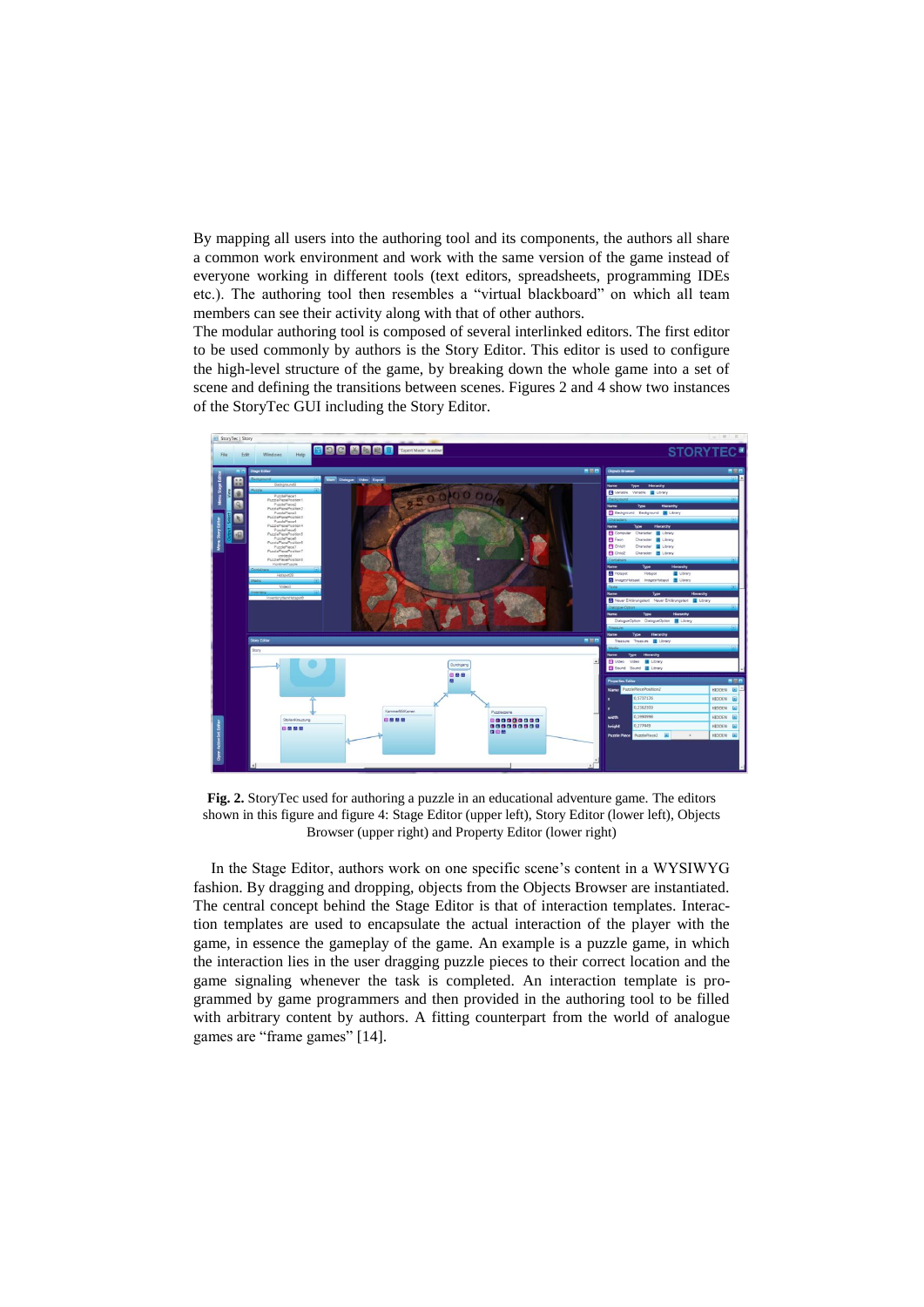By mapping all users into the authoring tool and its components, the authors all share a common work environment and work with the same version of the game instead of everyone working in different tools (text editors, spreadsheets, programming IDEs etc.). The authoring tool then resembles a “virtual blackboard” on which all team members can see their activity along with that of other authors.

The modular authoring tool is composed of several interlinked editors. The first editor to be used commonly by authors is the Story Editor. This editor is used to configure the high-level structure of the game, by breaking down the whole game into a set of scene and defining the transitions between scenes. Figures 2 and 4 show two instances of the StoryTec GUI including the Story Editor.

**Fig. 2.** StoryTec used for authoring a puzzle in an educational adventure game. The editors shown in this figure and figure 4: Stage Editor (upper left), Story Editor (lower left), Objects Browser (upper right) and Property Editor (lower right)

In the Stage Editor, authors work on one specific scene’s content in a WYSIWYG fashion. By dragging and dropping, objects from the Objects Browser are instantiated. The central concept behind the Stage Editor is that of interaction templates. Interaction templates are used to encapsulate the actual interaction of the player with the game, in essence the gameplay of the game. An example is a puzzle game, in which the interaction lies in the user dragging puzzle pieces to their correct location and the game signaling whenever the task is completed. An interaction template is programmed by game programmers and then provided in the authoring tool to be filled with arbitrary content by authors. A fitting counterpart from the world of analogue games are “frame games” [14].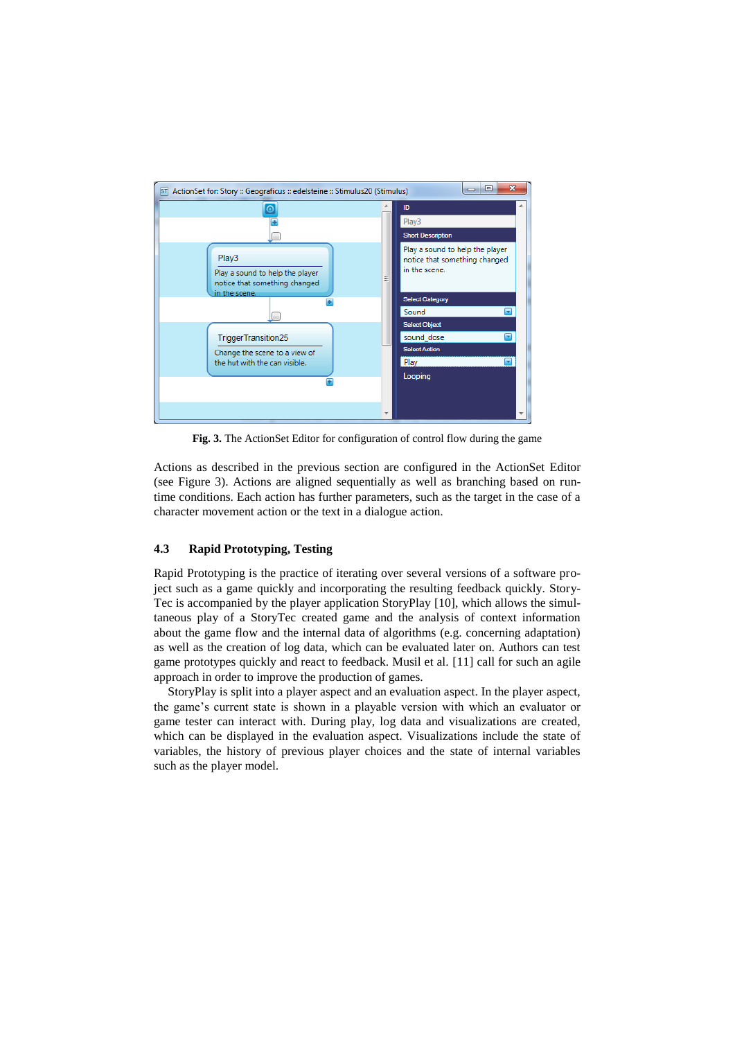**Fig. 3.** The ActionSet Editor for configuration of control flow during the game

Actions as described in the previous section are configured in the ActionSet Editor (see Figure 3). Actions are aligned sequentially as well as branching based on runtime conditions. Each action has further parameters, such as the target in the case of a character movement action or the text in a dialogue action.

### 4.3 Rapid Prototyping, Testing

Rapid Prototyping is the practice of iterating over several versions of a software project such as a game quickly and incorporating the resulting feedback quickly. StoryTec is accompanied by the player application StoryPlay [10], which allows the simultaneous play of a StoryTec created game and the analysis of context information about the game flow and the internal data of algorithms (e.g. concerning adaptation) as well as the creation of log data, which can be evaluated later on. Authors can test game prototypes quickly and react to feedback. Musil et al. [11] call for such an agile approach in order to improve the production of games.

StoryPlay is split into a player aspect and an evaluation aspect. In the player aspect, the game's current state is shown in a playable version with which an evaluator or game tester can interact with. During play, log data and visualizations are created, which can be displayed in the evaluation aspect. Visualizations include the state of variables, the history of previous player choices and the state of internal variables such as the player model.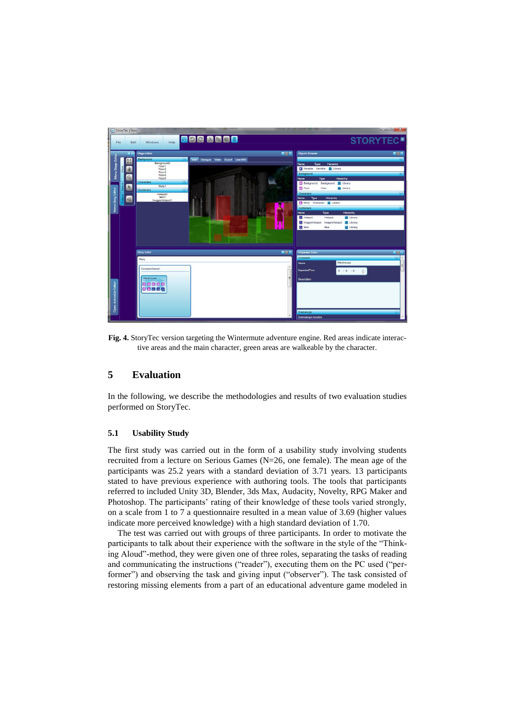**Fig. 4.** StoryTec version targeting the Wintermute adventure engine. Red areas indicate interactive areas and the main character, green areas are walkeable by the character.

## 5 Evaluation

In the following, we describe the methodologies and results of two evaluation studies performed on StoryTec.

### 5.1 Usability Study

The first study was carried out in the form of a usability study involving students recruited from a lecture on Serious Games (N=26, one female). The mean age of the participants was 25.2 years with a standard deviation of 3.71 years. 13 participants stated to have previous experience with authoring tools. The tools that participants referred to included Unity 3D, Blender, 3ds Max, Audacity, Novelty, RPG Maker and Photoshop. The participants' rating of their knowledge of these tools varied strongly, on a scale from 1 to 7 a questionnaire resulted in a mean value of 3.69 (higher values indicate more perceived knowledge) with a high standard deviation of 1.70.

The test was carried out with groups of three participants. In order to motivate the participants to talk about their experience with the software in the style of the "Thinking Aloud"-method, they were given one of three roles, separating the tasks of reading and communicating the instructions ("reader"), executing them on the PC used ("performer") and observing the task and giving input ("observer"). The task consisted of restoring missing elements from a part of an educational adventure game modeled in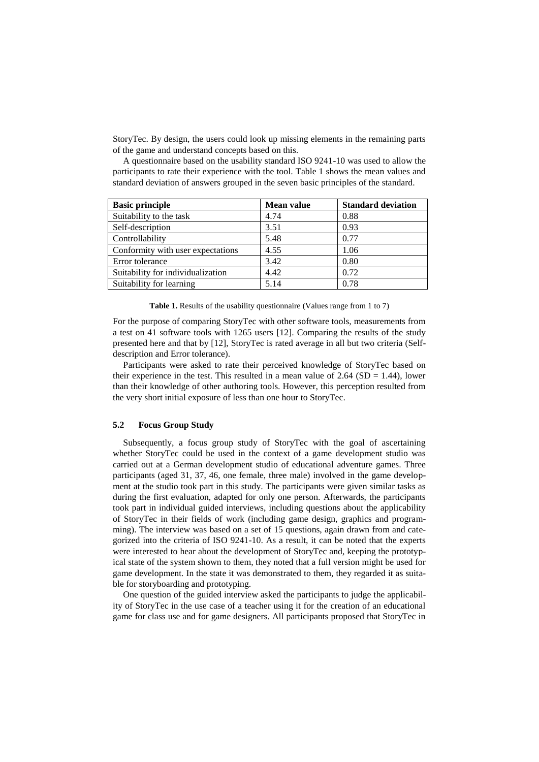StoryTec. By design, the users could look up missing elements in the remaining parts of the game and understand concepts based on this.

A questionnaire based on the usability standard ISO 9241-10 was used to allow the participants to rate their experience with the tool. Table 1 shows the mean values and standard deviation of answers grouped in the seven basic principles of the standard.

| Basic principle | Mean value | Standard deviation |
| --- | --- | --- |
| Suitability to the task | 4.74 | 0.88 |
| Self-description | 3.51 | 0.93 |
| Controllability | 5.48 | 0.77 |
| Conformity with user expectations | 4.55 | 1.06 |
| Error tolerance | 3.42 | 0.80 |
| Suitability for individualization | 4.42 | 0.72 |
| Suitability for learning | 5.14 | 0.78 |

**Table 1.** Results of the usability questionnaire (Values range from 1 to 7)

For the purpose of comparing StoryTec with other software tools, measurements from a test on 41 software tools with 1265 users [12]. Comparing the results of the study presented here and that by [12], StoryTec is rated average in all but two criteria (Self-description and Error tolerance).

Participants were asked to rate their perceived knowledge of StoryTec based on their experience in the test. This resulted in a mean value of 2.64 (SD = 1.44), lower than their knowledge of other authoring tools. However, this perception resulted from the very short initial exposure of less than one hour to StoryTec.

### 5.2 Focus Group Study

Subsequently, a focus group study of StoryTec with the goal of ascertaining whether StoryTec could be used in the context of a game development studio was carried out at a German development studio of educational adventure games. Three participants (aged 31, 37, 46, one female, three male) involved in the game development at the studio took part in this study. The participants were given similar tasks as during the first evaluation, adapted for only one person. Afterwards, the participants took part in individual guided interviews, including questions about the applicability of StoryTec in their fields of work (including game design, graphics and programming). The interview was based on a set of 15 questions, again drawn from and categorized into the criteria of ISO 9241-10. As a result, it can be noted that the experts were interested to hear about the development of StoryTec and, keeping the prototypical state of the system shown to them, they noted that a full version might be used for game development. In the state it was demonstrated to them, they regarded it as suitable for storyboarding and prototyping.

One question of the guided interview asked the participants to judge the applicability of StoryTec in the use case of a teacher using it for the creation of an educational game for class use and for game designers. All participants proposed that StoryTec in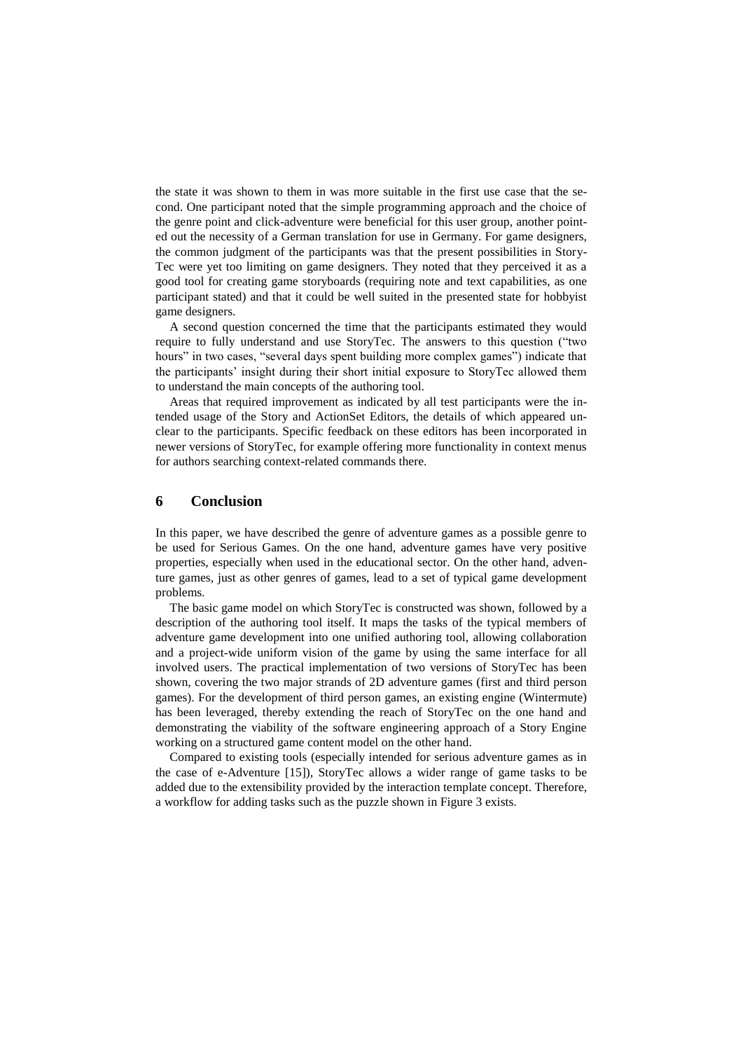the state it was shown to them in was more suitable in the first use case that the second. One participant noted that the simple programming approach and the choice of the genre point and click-adventure were beneficial for this user group, another pointed out the necessity of a German translation for use in Germany. For game designers, the common judgment of the participants was that the present possibilities in StoryTec were yet too limiting on game designers. They noted that they perceived it as a good tool for creating game storyboards (requiring note and text capabilities, as one participant stated) and that it could be well suited in the presented state for hobbyist game designers.

A second question concerned the time that the participants estimated they would require to fully understand and use StoryTec. The answers to this question ("two hours" in two cases, "several days spent building more complex games") indicate that the participants' insight during their short initial exposure to StoryTec allowed them to understand the main concepts of the authoring tool.

Areas that required improvement as indicated by all test participants were the intended usage of the Story and ActionSet Editors, the details of which appeared unclear to the participants. Specific feedback on these editors has been incorporated in newer versions of StoryTec, for example offering more functionality in context menus for authors searching context-related commands there.

## 6 Conclusion

In this paper, we have described the genre of adventure games as a possible genre to be used for Serious Games. On the one hand, adventure games have very positive properties, especially when used in the educational sector. On the other hand, adventure games, just as other genres of games, lead to a set of typical game development problems.

The basic game model on which StoryTec is constructed was shown, followed by a description of the authoring tool itself. It maps the tasks of the typical members of adventure game development into one unified authoring tool, allowing collaboration and a project-wide uniform vision of the game by using the same interface for all involved users. The practical implementation of two versions of StoryTec has been shown, covering the two major strands of 2D adventure games (first and third person games). For the development of third person games, an existing engine (Wintermute) has been leveraged, thereby extending the reach of StoryTec on the one hand and demonstrating the viability of the software engineering approach of a Story Engine working on a structured game content model on the other hand.

Compared to existing tools (especially intended for serious adventure games as in the case of e-Adventure [15]), StoryTec allows a wider range of game tasks to be added due to the extensibility provided by the interaction template concept. Therefore, a workflow for adding tasks such as the puzzle shown in Figure 3 exists.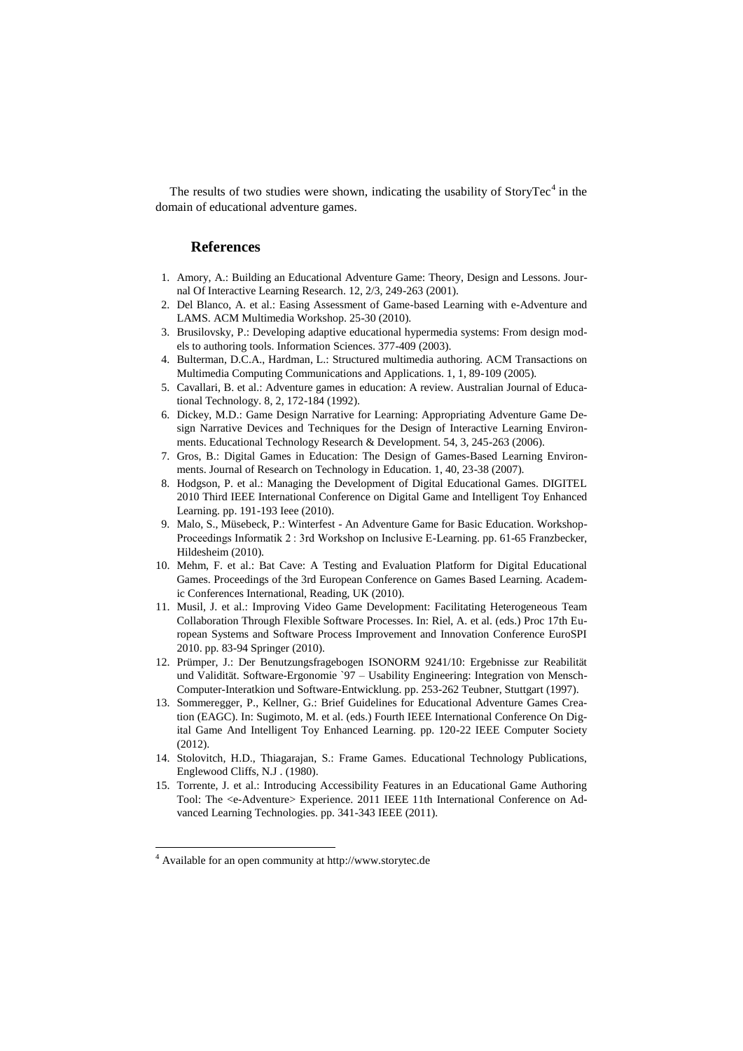The results of two studies were shown, indicating the usability of StoryTec[4] in the domain of educational adventure games.

## References

1. Amory, A.: Building an Educational Adventure Game: Theory, Design and Lessons. Journal Of Interactive Learning Research. 12, 2/3, 249-263 (2001).
2. Del Blanco, A. et al.: Easing Assessment of Game-based Learning with e-Adventure and LAMS. ACM Multimedia Workshop. 25-30 (2010).
3. Brusilovsky, P.: Developing adaptive educational hypermedia systems: From design models to authoring tools. Information Sciences. 377-409 (2003).
4. Bulterman, D.C.A., Hardman, L.: Structured multimedia authoring. ACM Transactions on Multimedia Computing Communications and Applications. 1, 1, 89-109 (2005).
5. Cavallari, B. et al.: Adventure games in education: A review. Australian Journal of Educational Technology. 8, 2, 172-184 (1992).
6. Dickey, M.D.: Game Design Narrative for Learning: Appropriating Adventure Game Design Narrative Devices and Techniques for the Design of Interactive Learning Environments. Educational Technology Research & Development. 54, 3, 245-263 (2006).
7. Gros, B.: Digital Games in Education: The Design of Games-Based Learning Environments. Journal of Research on Technology in Education. 1, 40, 23-38 (2007).
8. Hodgson, P. et al.: Managing the Development of Digital Educational Games. DIGITEL 2010 Third IEEE International Conference on Digital Game and Intelligent Toy Enhanced Learning. pp. 191-193 Ieee (2010).
9. Malo, S., Müsebeck, P.: Winterfest - An Adventure Game for Basic Education. Workshop-Proceedings Informatik 2 : 3rd Workshop on Inclusive E-Learning. pp. 61-65 Franzbecker, Hildesheim (2010).
10. Mehm, F. et al.: Bat Cave: A Testing and Evaluation Platform for Digital Educational Games. Proceedings of the 3rd European Conference on Games Based Learning. Academic Conferences International, Reading, UK (2010).
11. Musil, J. et al.: Improving Video Game Development: Facilitating Heterogeneous Team Collaboration Through Flexible Software Processes. In: Riel, A. et al. (eds.) Proc 17th European Systems and Software Process Improvement and Innovation Conference EuroSPI 2010. pp. 83-94 Springer (2010).
12. Prümper, J.: Der Benutzungsfragebogen ISONORM 9241/10: Ergebnisse zur Reabilität und Validität. Software-Ergonomie `97 – Usability Engineering: Integration von Mensch-Computer-Interatkion und Software-Entwicklung. pp. 253-262 Teubner, Stuttgart (1997).
13. Sommeregger, P., Kellner, G.: Brief Guidelines for Educational Adventure Games Creation (EAGC). In: Sugimoto, M. et al. (eds.) Fourth IEEE International Conference On Digital Game And Intelligent Toy Enhanced Learning. pp. 120-22 IEEE Computer Society (2012).
14. Stolovitch, H.D., Thiagarajan, S.: Frame Games. Educational Technology Publications, Englewood Cliffs, N.J . (1980).
15. Torrente, J. et al.: Introducing Accessibility Features in an Educational Game Authoring Tool: The <e-Adventure> Experience. 2011 IEEE 11th International Conference on Advanced Learning Technologies. pp. 341-343 IEEE (2011).

---

[4] Available for an open community at http://www.storytec.de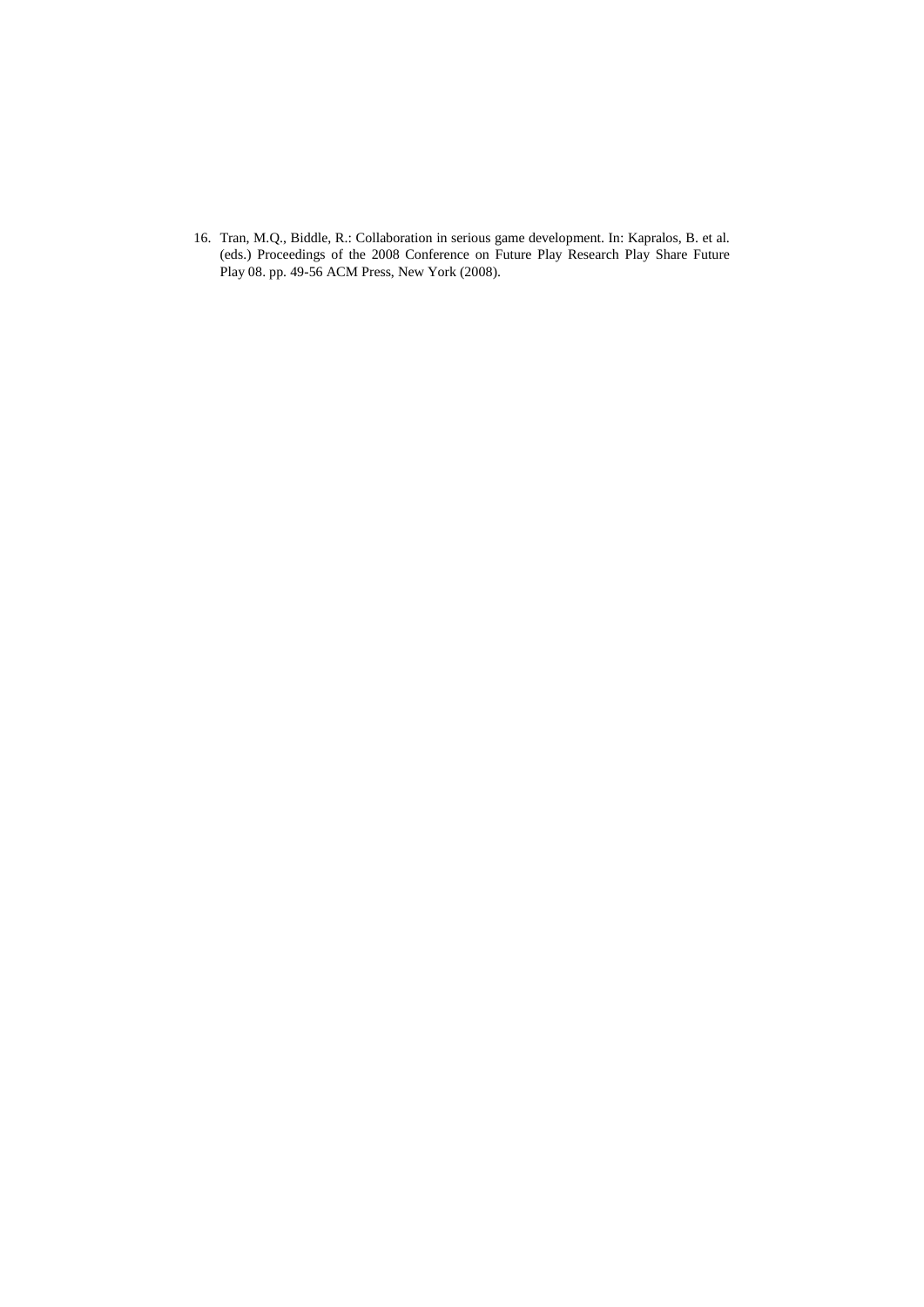16. Tran, M.Q., Biddle, R.: Collaboration in serious game development. In: Kapralos, B. et al. (eds.) Proceedings of the 2008 Conference on Future Play Research Play Share Future Play 08. pp. 49-56 ACM Press, New York (2008).